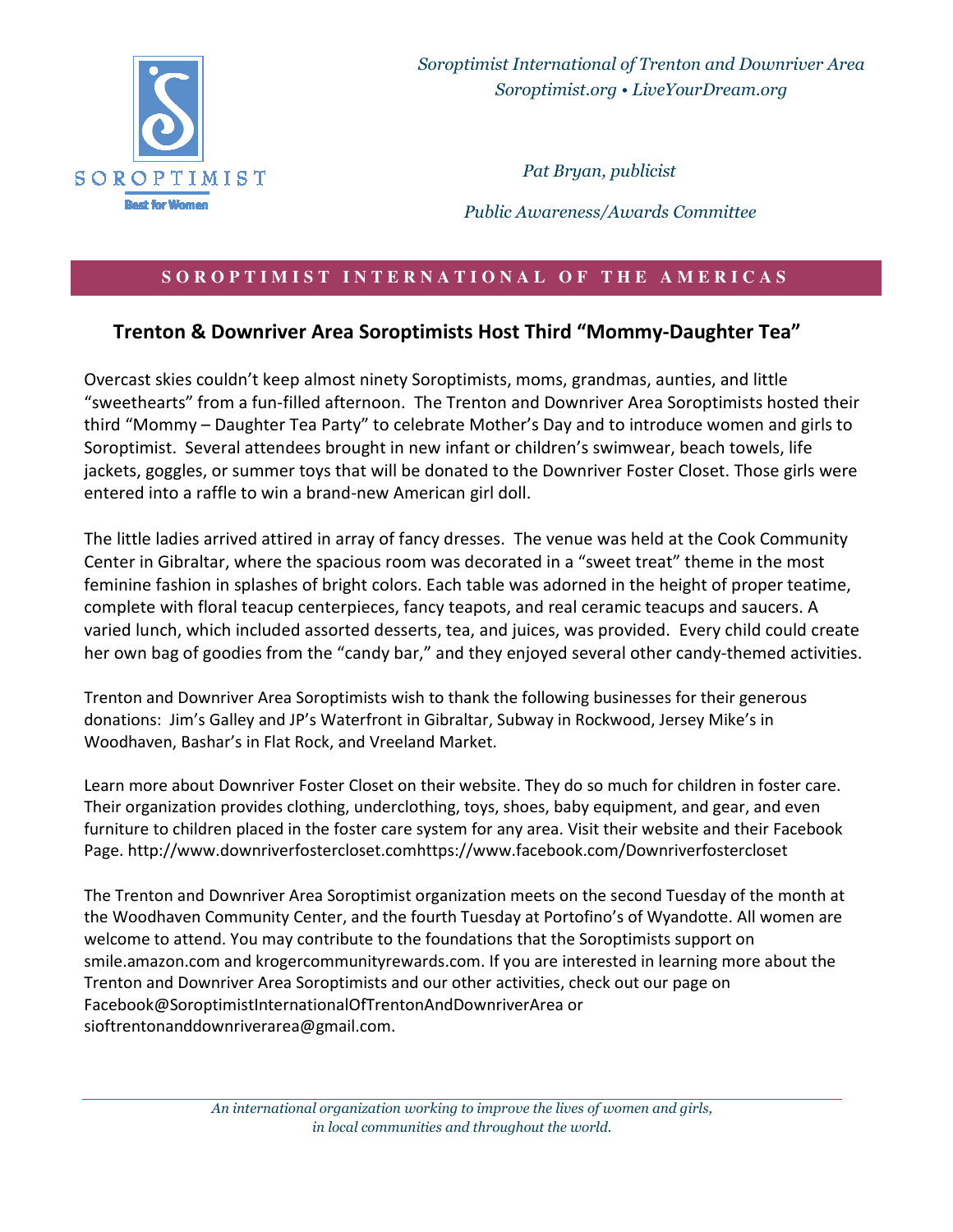SOROPTIMIST

Best for Women

*Soroptimist International of Trenton and Downriver Area*
*Soroptimist.org • LiveYourDream.org*

*Pat Bryan, publicist*

*Public Awareness/Awards Committee*

**SOROPTIMIST INTERNATIONAL OF THE AMERICAS**

## Trenton & Downriver Area Soroptimists Host Third “Mommy-Daughter Tea”

Overcast skies couldn’t keep almost ninety Soroptimists, moms, grandmas, aunties, and little “sweethearts” from a fun-filled afternoon. The Trenton and Downriver Area Soroptimists hosted their third “Mommy – Daughter Tea Party” to celebrate Mother’s Day and to introduce women and girls to Soroptimist. Several attendees brought in new infant or children’s swimwear, beach towels, life jackets, goggles, or summer toys that will be donated to the Downriver Foster Closet. Those girls were entered into a raffle to win a brand-new American girl doll.

The little ladies arrived attired in array of fancy dresses. The venue was held at the Cook Community Center in Gibraltar, where the spacious room was decorated in a “sweet treat” theme in the most feminine fashion in splashes of bright colors. Each table was adorned in the height of proper teatime, complete with floral teacup centerpieces, fancy teapots, and real ceramic teacups and saucers. A varied lunch, which included assorted desserts, tea, and juices, was provided. Every child could create her own bag of goodies from the “candy bar,” and they enjoyed several other candy-themed activities.

Trenton and Downriver Area Soroptimists wish to thank the following businesses for their generous donations: Jim’s Galley and JP’s Waterfront in Gibraltar, Subway in Rockwood, Jersey Mike’s in Woodhaven, Bashar’s in Flat Rock, and Vreeland Market.

Learn more about Downriver Foster Closet on their website. They do so much for children in foster care. Their organization provides clothing, underclothing, toys, shoes, baby equipment, and gear, and even furniture to children placed in the foster care system for any area. Visit their website and their Facebook Page. http://www.downriverfostercloset.comhttps://www.facebook.com/Downriverfostercloset

The Trenton and Downriver Area Soroptimist organization meets on the second Tuesday of the month at the Woodhaven Community Center, and the fourth Tuesday at Portofino’s of Wyandotte. All women are welcome to attend. You may contribute to the foundations that the Soroptimists support on smile.amazon.com and krogercommunityrewards.com. If you are interested in learning more about the Trenton and Downriver Area Soroptimists and our other activities, check out our page on Facebook@SoroptimistInternationalOfTrentonAndDownriverArea or sioftrentonanddownriverarea@gmail.com.

*An international organization working to improve the lives of women and girls, in local communities and throughout the world.*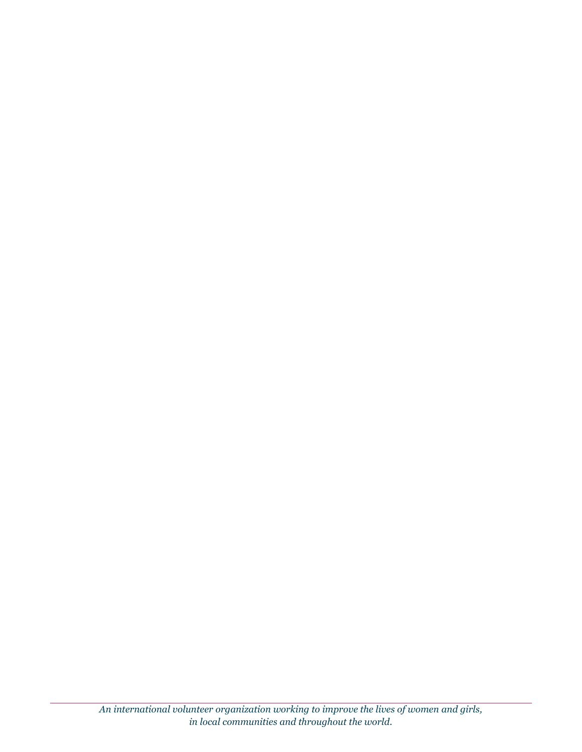*An international volunteer organization working to improve the lives of women and girls, in local communities and throughout the world.*